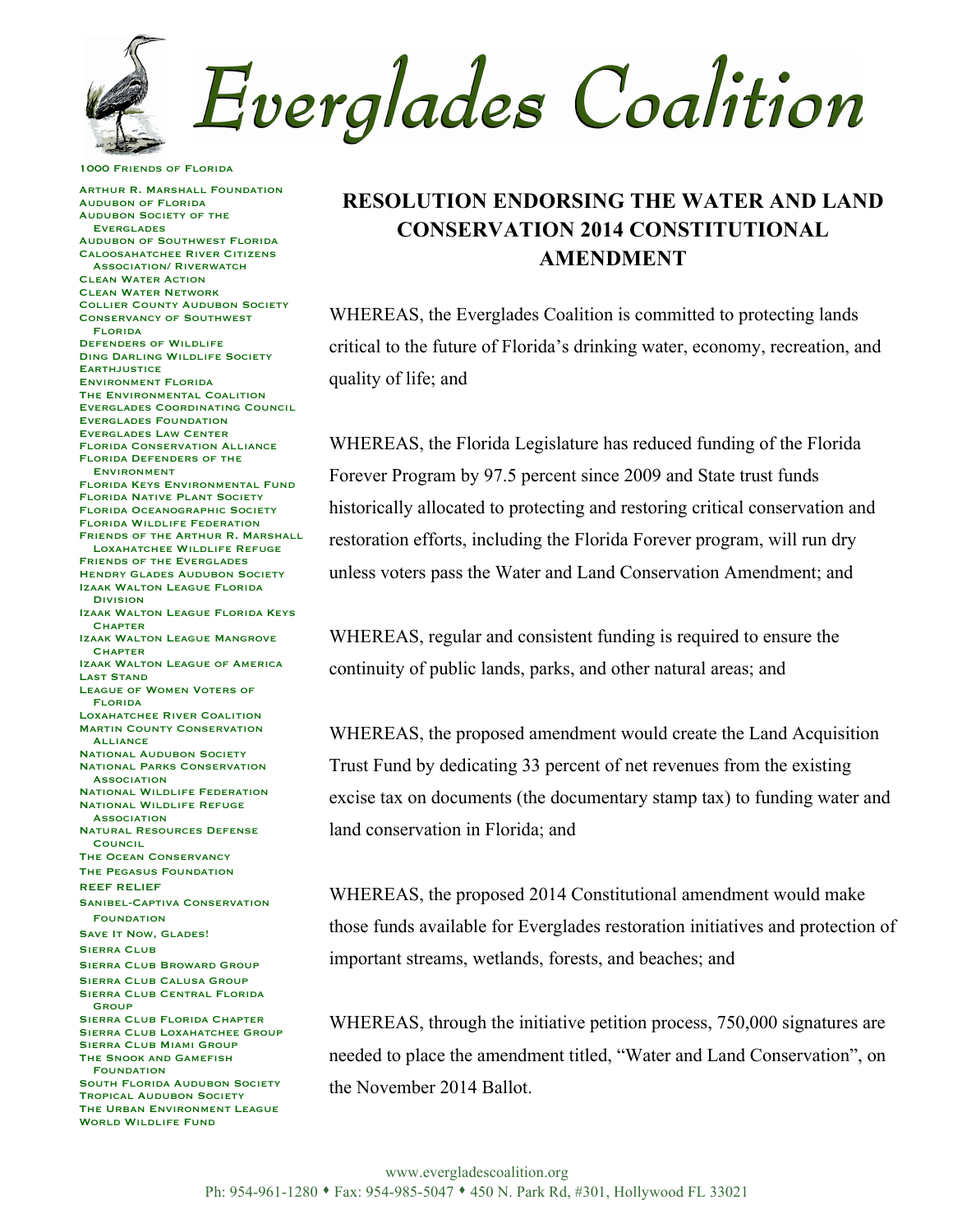# Everglades Coalition

1000 Friends of Florida
Arthur R. Marshall Foundation
Audubon of Florida
Audubon Society of the Everglades
Audubon of Southwest Florida
Caloosahatchee River Citizens Association/ Riverwatch
Clean Water Action
Clean Water Network
Collier County Audubon Society
Conservancy of Southwest Florida
Defenders of Wildlife
Ding Darling Wildlife Society
Earthjustice
Environment Florida
The Environmental Coalition
Everglades Coordinating Council
Everglades Foundation
Everglades Law Center
Florida Conservation Alliance
Florida Defenders of the Environment
Florida Keys Environmental Fund
Florida Native Plant Society
Florida Oceanographic Society
Florida Wildlife Federation
Friends of the Arthur R. Marshall Loxahatchee Wildlife Refuge
Friends of the Everglades
Hendry Glades Audubon Society
Izaak Walton League Florida Division
Izaak Walton League Florida Keys Chapter
Izaak Walton League Mangrove Chapter
Izaak Walton League of America
Last Stand
League of Women Voters of Florida
Loxahatchee River Coalition
Martin County Conservation Alliance
National Audubon Society
National Parks Conservation Association
National Wildlife Federation
National Wildlife Refuge Association
Natural Resources Defense Council
The Ocean Conservancy
The Pegasus Foundation
Reef Relief
Sanibel-Captiva Conservation Foundation
Save It Now, Glades!
Sierra Club
Sierra Club Broward Group
Sierra Club Calusa Group
Sierra Club Central Florida Group
Sierra Club Florida Chapter
Sierra Club Loxahatchee Group
Sierra Club Miami Group
The Snook and Gamefish Foundation
South Florida Audubon Society
Tropical Audubon Society
The Urban Environment League
World Wildlife Fund

## RESOLUTION ENDORSING THE WATER AND LAND CONSERVATION 2014 CONSTITUTIONAL AMENDMENT

WHEREAS, the Everglades Coalition is committed to protecting lands critical to the future of Florida's drinking water, economy, recreation, and quality of life; and

WHEREAS, the Florida Legislature has reduced funding of the Florida Forever Program by 97.5 percent since 2009 and State trust funds historically allocated to protecting and restoring critical conservation and restoration efforts, including the Florida Forever program, will run dry unless voters pass the Water and Land Conservation Amendment; and

WHEREAS, regular and consistent funding is required to ensure the continuity of public lands, parks, and other natural areas; and

WHEREAS, the proposed amendment would create the Land Acquisition Trust Fund by dedicating 33 percent of net revenues from the existing excise tax on documents (the documentary stamp tax) to funding water and land conservation in Florida; and

WHEREAS, the proposed 2014 Constitutional amendment would make those funds available for Everglades restoration initiatives and protection of important streams, wetlands, forests, and beaches; and

WHEREAS, through the initiative petition process, 750,000 signatures are needed to place the amendment titled, "Water and Land Conservation", on the November 2014 Ballot.

www.evergladescoalition.org
Ph: 954-961-1280 ♦ Fax: 954-985-5047 ♦ 450 N. Park Rd, #301, Hollywood FL 33021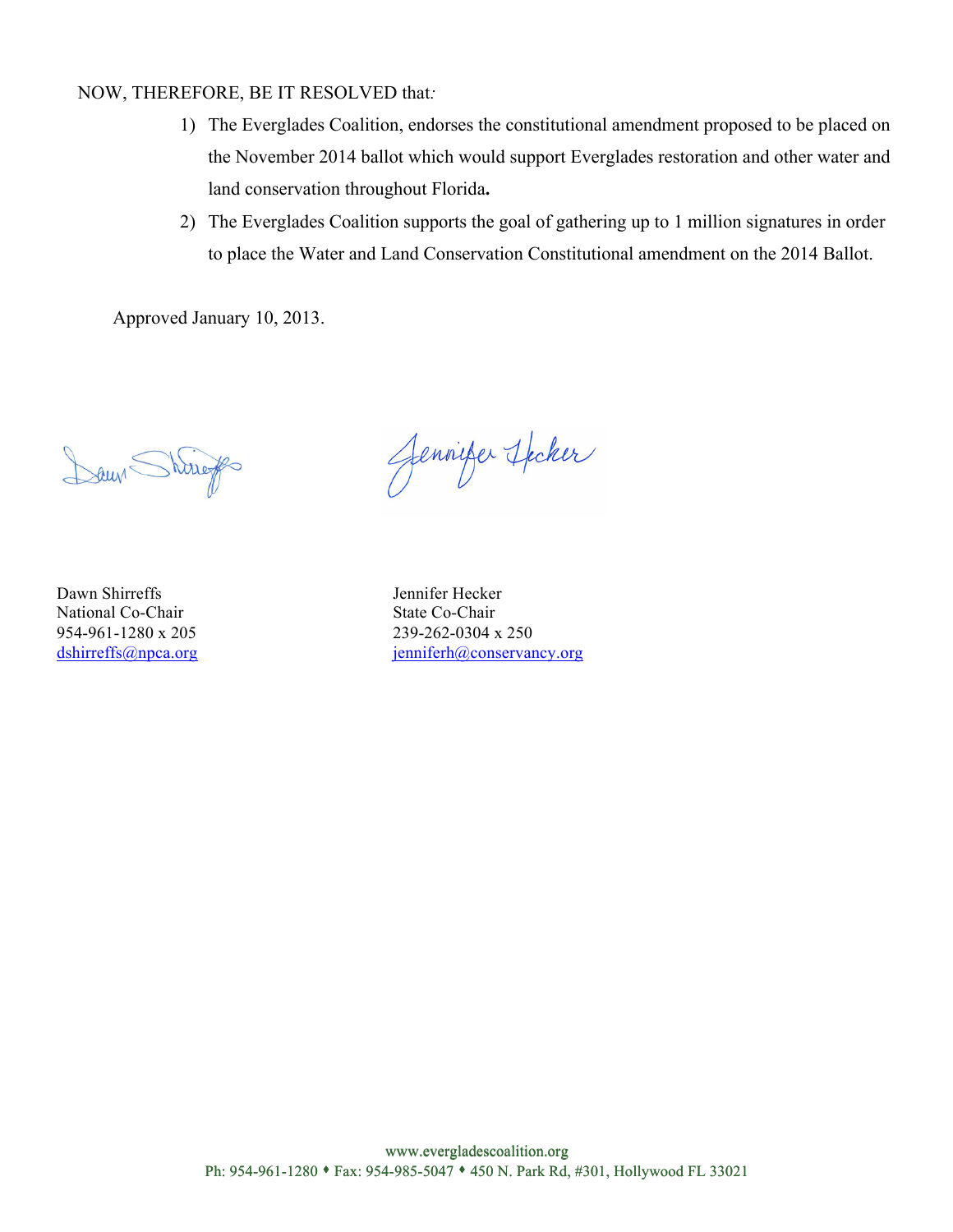NOW, THEREFORE, BE IT RESOLVED that:

1) The Everglades Coalition, endorses the constitutional amendment proposed to be placed on the November 2014 ballot which would support Everglades restoration and other water and land conservation throughout Florida**.**
2) The Everglades Coalition supports the goal of gathering up to 1 million signatures in order to place the Water and Land Conservation Constitutional amendment on the 2014 Ballot.

Approved January 10, 2013.

Dawn Shirreffs
National Co-Chair
954-961-1280 x 205
dshirreffs@npca.org

Jennifer Hecker
State Co-Chair
239-262-0304 x 250
jenniferh@conservancy.org

www.evergladescoalition.org
Ph: 954-961-1280 ♦ Fax: 954-985-5047 ♦ 450 N. Park Rd, #301, Hollywood FL 33021